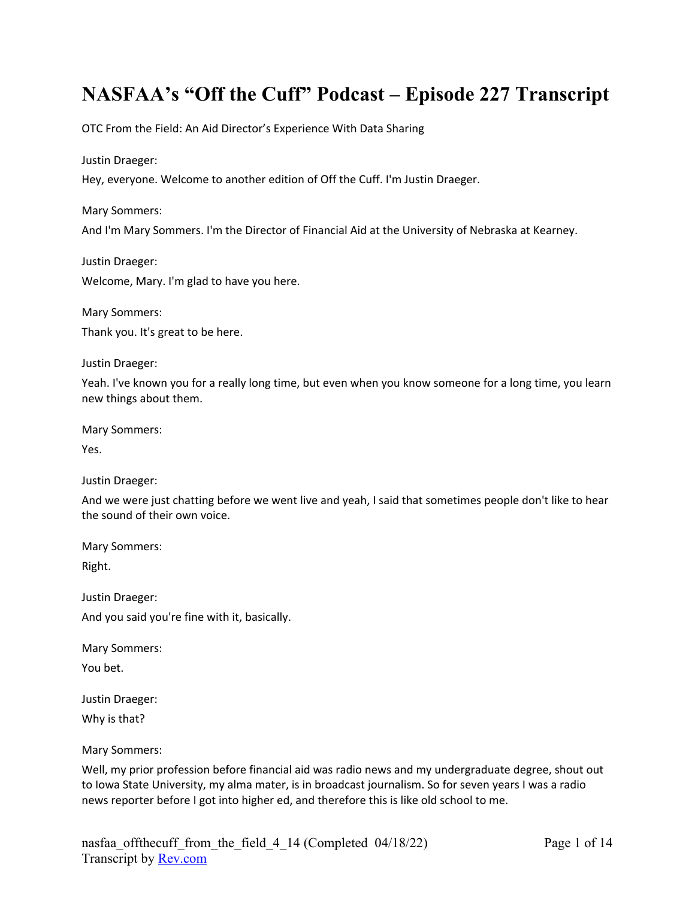# NASFAA's "Off the Cuff" Podcast – Episode 227 Transcript

OTC From the Field: An Aid Director's Experience With Data Sharing

Justin Draeger:

Hey, everyone. Welcome to another edition of Off the Cuff. I'm Justin Draeger.

Mary Sommers:

And I'm Mary Sommers. I'm the Director of Financial Aid at the University of Nebraska at Kearney.

Justin Draeger:

Welcome, Mary. I'm glad to have you here.

Mary Sommers:

Thank you. It's great to be here.

Justin Draeger:

Yeah. I've known you for a really long time, but even when you know someone for a long time, you learn new things about them.

Mary Sommers:

Yes.

Justin Draeger:

And we were just chatting before we went live and yeah, I said that sometimes people don't like to hear the sound of their own voice.

Mary Sommers:

Right.

Justin Draeger:

And you said you're fine with it, basically.

Mary Sommers:

You bet.

Justin Draeger:

Why is that?

Mary Sommers:

Well, my prior profession before financial aid was radio news and my undergraduate degree, shout out to Iowa State University, my alma mater, is in broadcast journalism. So for seven years I was a radio news reporter before I got into higher ed, and therefore this is like old school to me.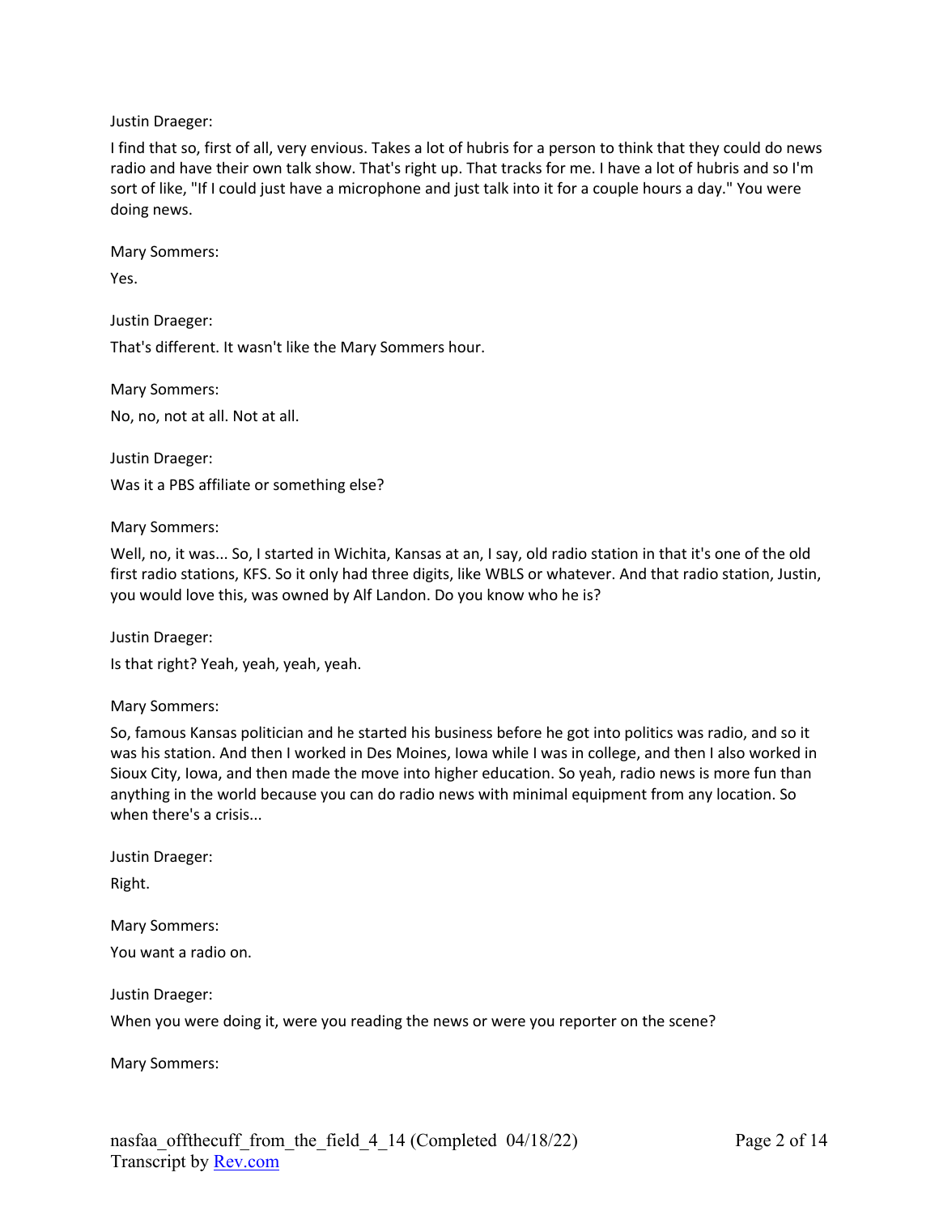Justin Draeger:

I find that so, first of all, very envious. Takes a lot of hubris for a person to think that they could do news radio and have their own talk show. That's right up. That tracks for me. I have a lot of hubris and so I'm sort of like, "If I could just have a microphone and just talk into it for a couple hours a day." You were doing news.

Mary Sommers:

Yes.

Justin Draeger:

That's different. It wasn't like the Mary Sommers hour.

Mary Sommers:

No, no, not at all. Not at all.

Justin Draeger:

Was it a PBS affiliate or something else?

Mary Sommers:

Well, no, it was... So, I started in Wichita, Kansas at an, I say, old radio station in that it's one of the old first radio stations, KFS. So it only had three digits, like WBLS or whatever. And that radio station, Justin, you would love this, was owned by Alf Landon. Do you know who he is?

Justin Draeger:

Is that right? Yeah, yeah, yeah, yeah.

Mary Sommers:

So, famous Kansas politician and he started his business before he got into politics was radio, and so it was his station. And then I worked in Des Moines, Iowa while I was in college, and then I also worked in Sioux City, Iowa, and then made the move into higher education. So yeah, radio news is more fun than anything in the world because you can do radio news with minimal equipment from any location. So when there's a crisis...

Justin Draeger:

Right.

Mary Sommers:

You want a radio on.

Justin Draeger:

When you were doing it, were you reading the news or were you reporter on the scene?

Mary Sommers: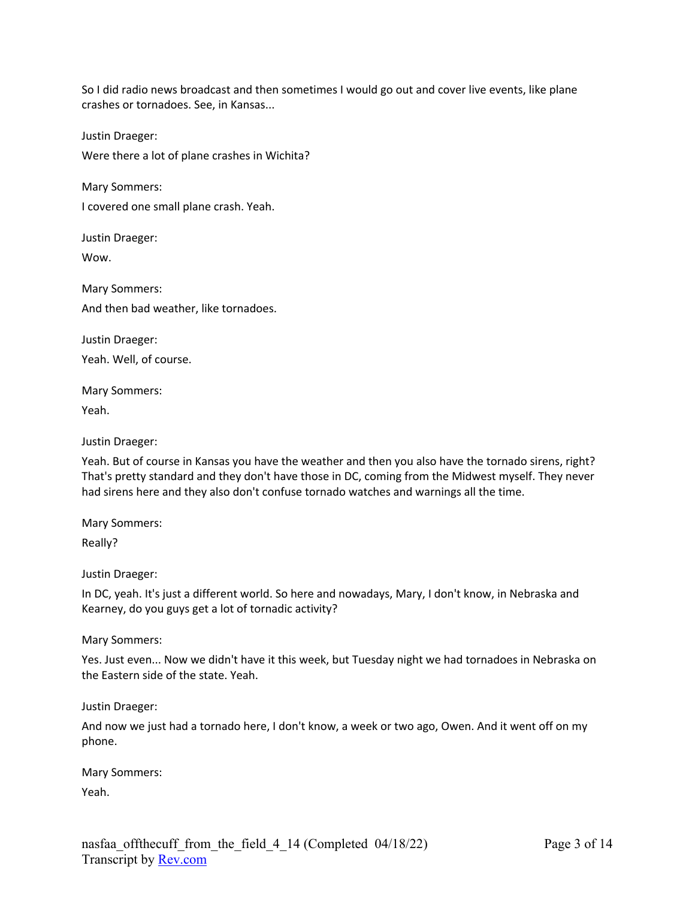So I did radio news broadcast and then sometimes I would go out and cover live events, like plane crashes or tornadoes. See, in Kansas...

Justin Draeger:

Were there a lot of plane crashes in Wichita?

Mary Sommers:

I covered one small plane crash. Yeah.

Justin Draeger:

Wow.

Mary Sommers:

And then bad weather, like tornadoes.

Justin Draeger:

Yeah. Well, of course.

Mary Sommers:

Yeah.

Justin Draeger:

Yeah. But of course in Kansas you have the weather and then you also have the tornado sirens, right? That's pretty standard and they don't have those in DC, coming from the Midwest myself. They never had sirens here and they also don't confuse tornado watches and warnings all the time.

Mary Sommers:

Really?

Justin Draeger:

In DC, yeah. It's just a different world. So here and nowadays, Mary, I don't know, in Nebraska and Kearney, do you guys get a lot of tornadic activity?

Mary Sommers:

Yes. Just even... Now we didn't have it this week, but Tuesday night we had tornadoes in Nebraska on the Eastern side of the state. Yeah.

Justin Draeger:

And now we just had a tornado here, I don't know, a week or two ago, Owen. And it went off on my phone.

Mary Sommers:

Yeah.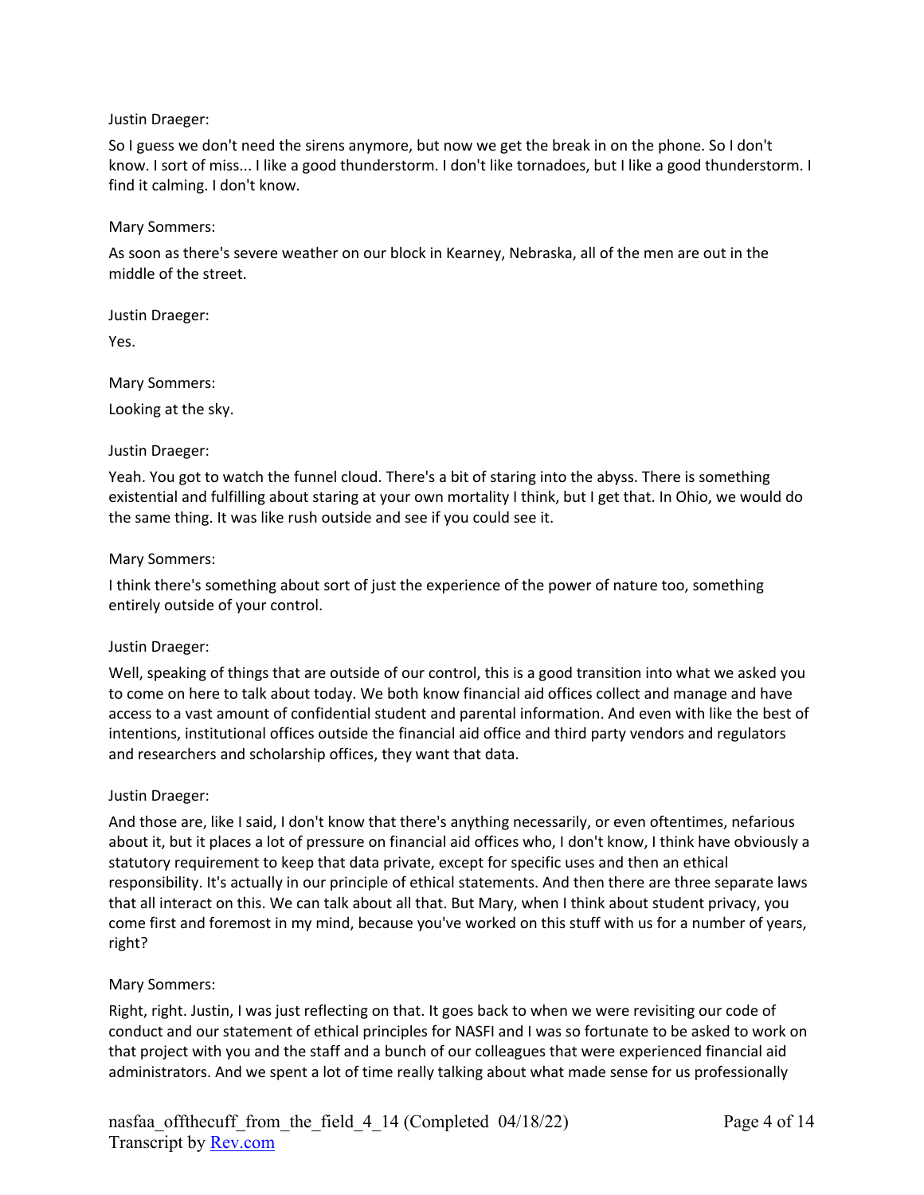Justin Draeger:

So I guess we don't need the sirens anymore, but now we get the break in on the phone. So I don't know. I sort of miss... I like a good thunderstorm. I don't like tornadoes, but I like a good thunderstorm. I find it calming. I don't know.

Mary Sommers:

As soon as there's severe weather on our block in Kearney, Nebraska, all of the men are out in the middle of the street.

Justin Draeger:

Yes.

Mary Sommers:

Looking at the sky.

Justin Draeger:

Yeah. You got to watch the funnel cloud. There's a bit of staring into the abyss. There is something existential and fulfilling about staring at your own mortality I think, but I get that. In Ohio, we would do the same thing. It was like rush outside and see if you could see it.

Mary Sommers:

I think there's something about sort of just the experience of the power of nature too, something entirely outside of your control.

Justin Draeger:

Well, speaking of things that are outside of our control, this is a good transition into what we asked you to come on here to talk about today. We both know financial aid offices collect and manage and have access to a vast amount of confidential student and parental information. And even with like the best of intentions, institutional offices outside the financial aid office and third party vendors and regulators and researchers and scholarship offices, they want that data.

Justin Draeger:

And those are, like I said, I don't know that there's anything necessarily, or even oftentimes, nefarious about it, but it places a lot of pressure on financial aid offices who, I don't know, I think have obviously a statutory requirement to keep that data private, except for specific uses and then an ethical responsibility. It's actually in our principle of ethical statements. And then there are three separate laws that all interact on this. We can talk about all that. But Mary, when I think about student privacy, you come first and foremost in my mind, because you've worked on this stuff with us for a number of years, right?

Mary Sommers:

Right, right. Justin, I was just reflecting on that. It goes back to when we were revisiting our code of conduct and our statement of ethical principles for NASFI and I was so fortunate to be asked to work on that project with you and the staff and a bunch of our colleagues that were experienced financial aid administrators. And we spent a lot of time really talking about what made sense for us professionally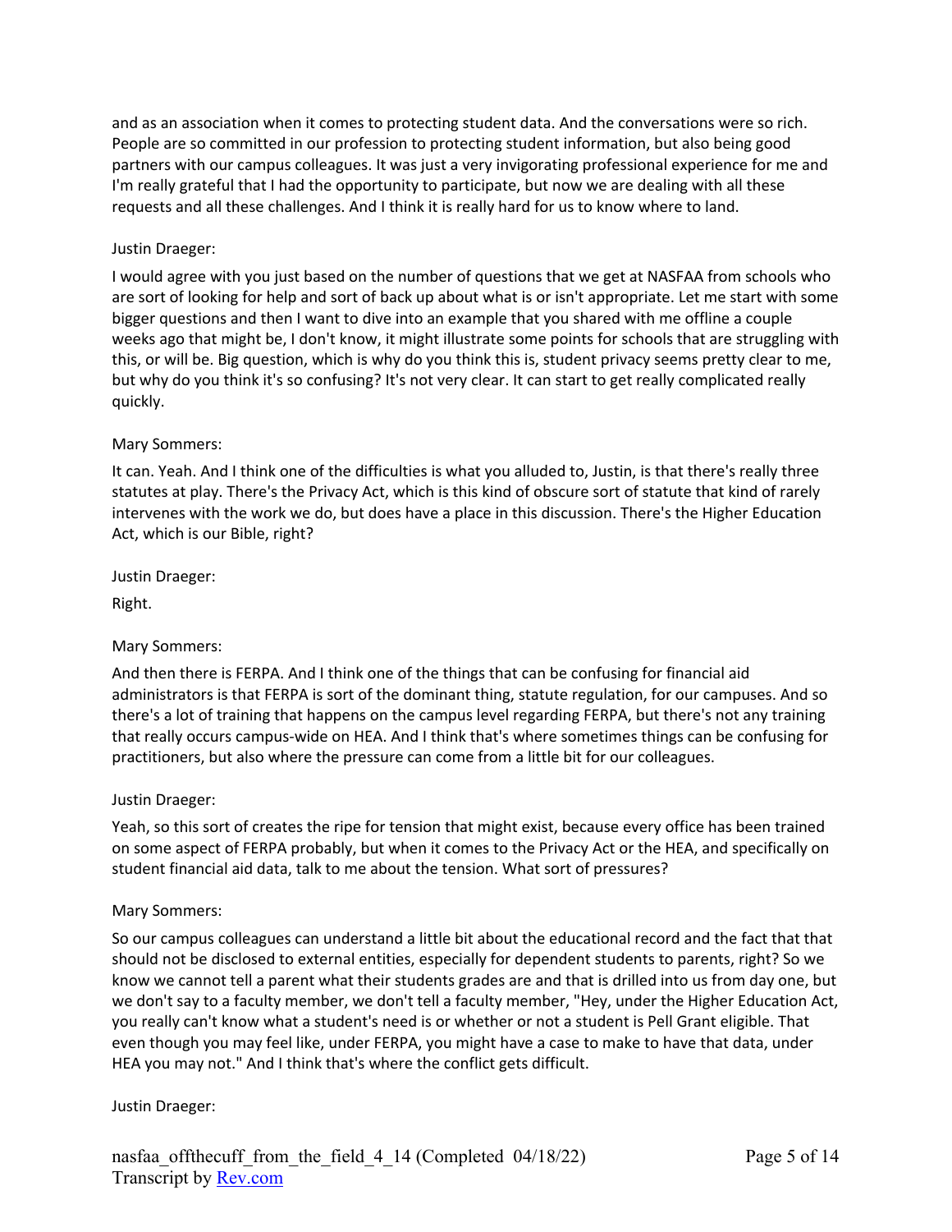and as an association when it comes to protecting student data. And the conversations were so rich. People are so committed in our profession to protecting student information, but also being good partners with our campus colleagues. It was just a very invigorating professional experience for me and I'm really grateful that I had the opportunity to participate, but now we are dealing with all these requests and all these challenges. And I think it is really hard for us to know where to land.

Justin Draeger:

I would agree with you just based on the number of questions that we get at NASFAA from schools who are sort of looking for help and sort of back up about what is or isn't appropriate. Let me start with some bigger questions and then I want to dive into an example that you shared with me offline a couple weeks ago that might be, I don't know, it might illustrate some points for schools that are struggling with this, or will be. Big question, which is why do you think this is, student privacy seems pretty clear to me, but why do you think it's so confusing? It's not very clear. It can start to get really complicated really quickly.

Mary Sommers:

It can. Yeah. And I think one of the difficulties is what you alluded to, Justin, is that there's really three statutes at play. There's the Privacy Act, which is this kind of obscure sort of statute that kind of rarely intervenes with the work we do, but does have a place in this discussion. There's the Higher Education Act, which is our Bible, right?

Justin Draeger:

Right.

Mary Sommers:

And then there is FERPA. And I think one of the things that can be confusing for financial aid administrators is that FERPA is sort of the dominant thing, statute regulation, for our campuses. And so there's a lot of training that happens on the campus level regarding FERPA, but there's not any training that really occurs campus-wide on HEA. And I think that's where sometimes things can be confusing for practitioners, but also where the pressure can come from a little bit for our colleagues.

Justin Draeger:

Yeah, so this sort of creates the ripe for tension that might exist, because every office has been trained on some aspect of FERPA probably, but when it comes to the Privacy Act or the HEA, and specifically on student financial aid data, talk to me about the tension. What sort of pressures?

Mary Sommers:

So our campus colleagues can understand a little bit about the educational record and the fact that that should not be disclosed to external entities, especially for dependent students to parents, right? So we know we cannot tell a parent what their students grades are and that is drilled into us from day one, but we don't say to a faculty member, we don't tell a faculty member, "Hey, under the Higher Education Act, you really can't know what a student's need is or whether or not a student is Pell Grant eligible. That even though you may feel like, under FERPA, you might have a case to make to have that data, under HEA you may not." And I think that's where the conflict gets difficult.

Justin Draeger: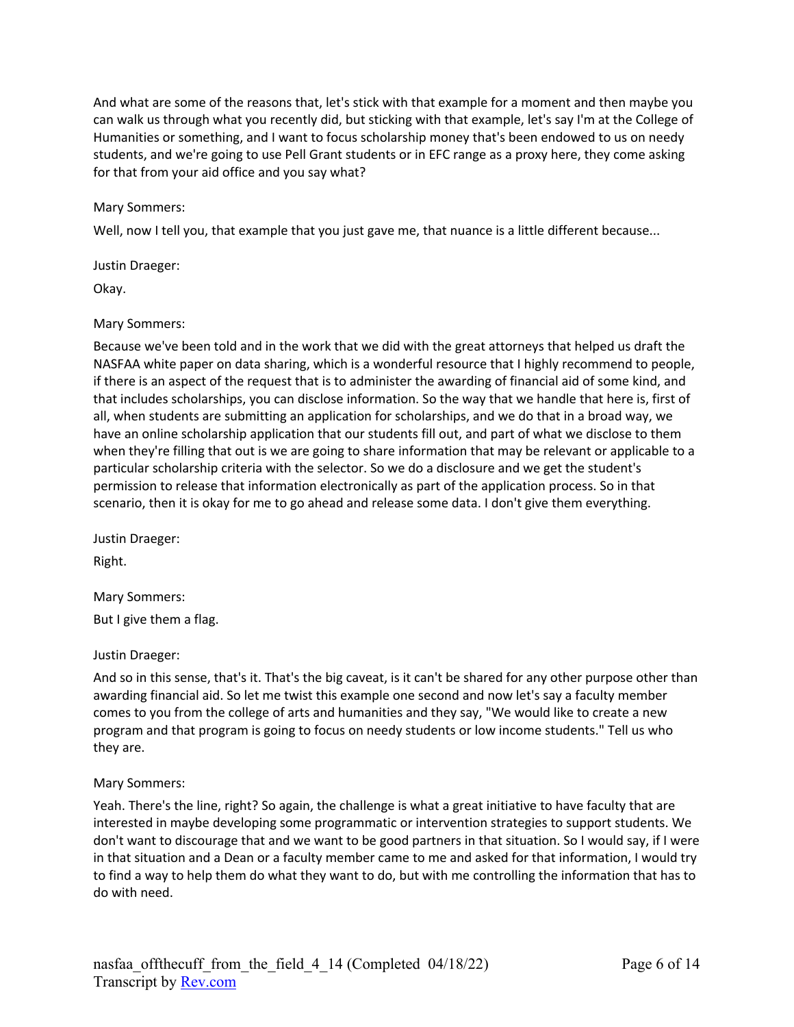And what are some of the reasons that, let's stick with that example for a moment and then maybe you can walk us through what you recently did, but sticking with that example, let's say I'm at the College of Humanities or something, and I want to focus scholarship money that's been endowed to us on needy students, and we're going to use Pell Grant students or in EFC range as a proxy here, they come asking for that from your aid office and you say what?

Mary Sommers:

Well, now I tell you, that example that you just gave me, that nuance is a little different because...

Justin Draeger:

Okay.

Mary Sommers:

Because we've been told and in the work that we did with the great attorneys that helped us draft the NASFAA white paper on data sharing, which is a wonderful resource that I highly recommend to people, if there is an aspect of the request that is to administer the awarding of financial aid of some kind, and that includes scholarships, you can disclose information. So the way that we handle that here is, first of all, when students are submitting an application for scholarships, and we do that in a broad way, we have an online scholarship application that our students fill out, and part of what we disclose to them when they're filling that out is we are going to share information that may be relevant or applicable to a particular scholarship criteria with the selector. So we do a disclosure and we get the student's permission to release that information electronically as part of the application process. So in that scenario, then it is okay for me to go ahead and release some data. I don't give them everything.

Justin Draeger:

Right.

Mary Sommers:

But I give them a flag.

Justin Draeger:

And so in this sense, that's it. That's the big caveat, is it can't be shared for any other purpose other than awarding financial aid. So let me twist this example one second and now let's say a faculty member comes to you from the college of arts and humanities and they say, "We would like to create a new program and that program is going to focus on needy students or low income students." Tell us who they are.

Mary Sommers:

Yeah. There's the line, right? So again, the challenge is what a great initiative to have faculty that are interested in maybe developing some programmatic or intervention strategies to support students. We don't want to discourage that and we want to be good partners in that situation. So I would say, if I were in that situation and a Dean or a faculty member came to me and asked for that information, I would try to find a way to help them do what they want to do, but with me controlling the information that has to do with need.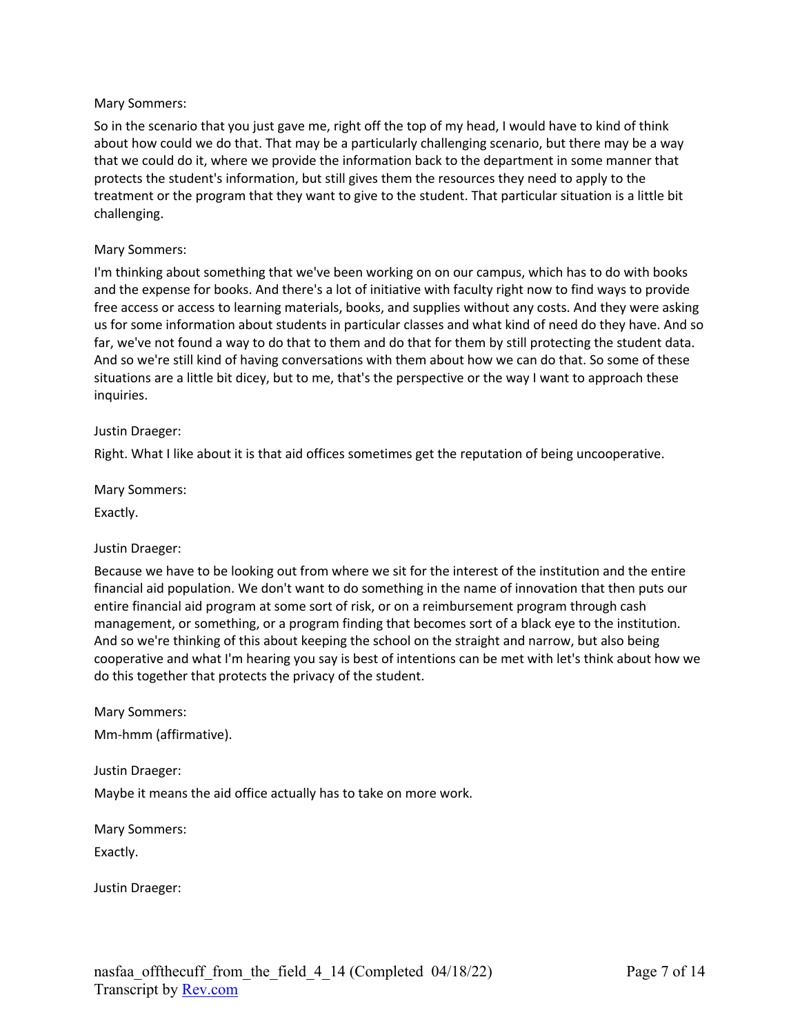Mary Sommers:

So in the scenario that you just gave me, right off the top of my head, I would have to kind of think about how could we do that. That may be a particularly challenging scenario, but there may be a way that we could do it, where we provide the information back to the department in some manner that protects the student's information, but still gives them the resources they need to apply to the treatment or the program that they want to give to the student. That particular situation is a little bit challenging.

Mary Sommers:

I'm thinking about something that we've been working on on our campus, which has to do with books and the expense for books. And there's a lot of initiative with faculty right now to find ways to provide free access or access to learning materials, books, and supplies without any costs. And they were asking us for some information about students in particular classes and what kind of need do they have. And so far, we've not found a way to do that to them and do that for them by still protecting the student data. And so we're still kind of having conversations with them about how we can do that. So some of these situations are a little bit dicey, but to me, that's the perspective or the way I want to approach these inquiries.

Justin Draeger:

Right. What I like about it is that aid offices sometimes get the reputation of being uncooperative.

Mary Sommers:

Exactly.

Justin Draeger:

Because we have to be looking out from where we sit for the interest of the institution and the entire financial aid population. We don't want to do something in the name of innovation that then puts our entire financial aid program at some sort of risk, or on a reimbursement program through cash management, or something, or a program finding that becomes sort of a black eye to the institution. And so we're thinking of this about keeping the school on the straight and narrow, but also being cooperative and what I'm hearing you say is best of intentions can be met with let's think about how we do this together that protects the privacy of the student.

Mary Sommers:

Mm-hmm (affirmative).

Justin Draeger:

Maybe it means the aid office actually has to take on more work.

Mary Sommers:

Exactly.

Justin Draeger: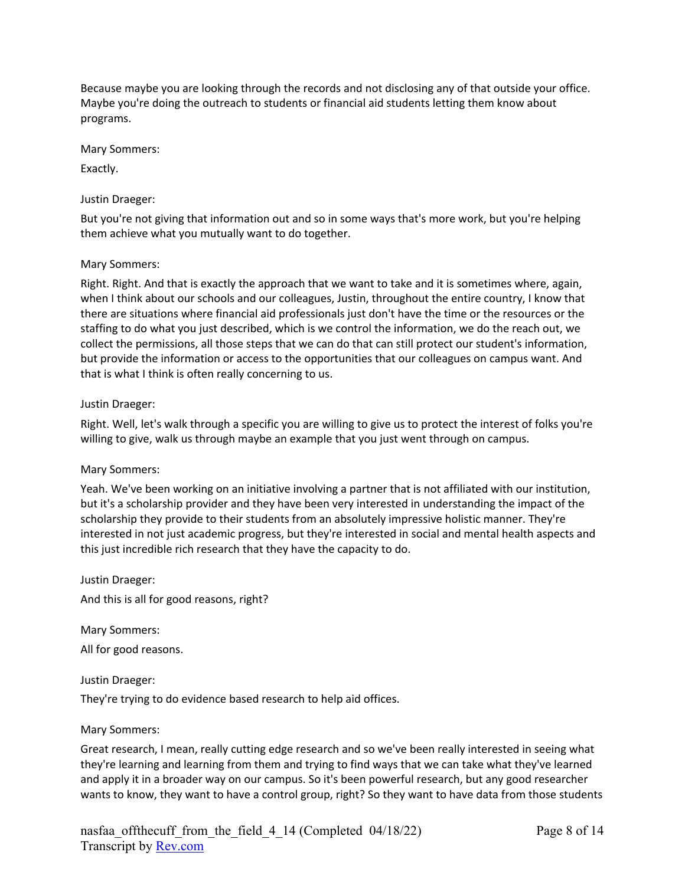Because maybe you are looking through the records and not disclosing any of that outside your office. Maybe you're doing the outreach to students or financial aid students letting them know about programs.

Mary Sommers:

Exactly.

Justin Draeger:

But you're not giving that information out and so in some ways that's more work, but you're helping them achieve what you mutually want to do together.

Mary Sommers:

Right. Right. And that is exactly the approach that we want to take and it is sometimes where, again, when I think about our schools and our colleagues, Justin, throughout the entire country, I know that there are situations where financial aid professionals just don't have the time or the resources or the staffing to do what you just described, which is we control the information, we do the reach out, we collect the permissions, all those steps that we can do that can still protect our student's information, but provide the information or access to the opportunities that our colleagues on campus want. And that is what I think is often really concerning to us.

Justin Draeger:

Right. Well, let's walk through a specific you are willing to give us to protect the interest of folks you're willing to give, walk us through maybe an example that you just went through on campus.

Mary Sommers:

Yeah. We've been working on an initiative involving a partner that is not affiliated with our institution, but it's a scholarship provider and they have been very interested in understanding the impact of the scholarship they provide to their students from an absolutely impressive holistic manner. They're interested in not just academic progress, but they're interested in social and mental health aspects and this just incredible rich research that they have the capacity to do.

Justin Draeger:

And this is all for good reasons, right?

Mary Sommers:

All for good reasons.

Justin Draeger:

They're trying to do evidence based research to help aid offices.

Mary Sommers:

Great research, I mean, really cutting edge research and so we've been really interested in seeing what they're learning and learning from them and trying to find ways that we can take what they've learned and apply it in a broader way on our campus. So it's been powerful research, but any good researcher wants to know, they want to have a control group, right? So they want to have data from those students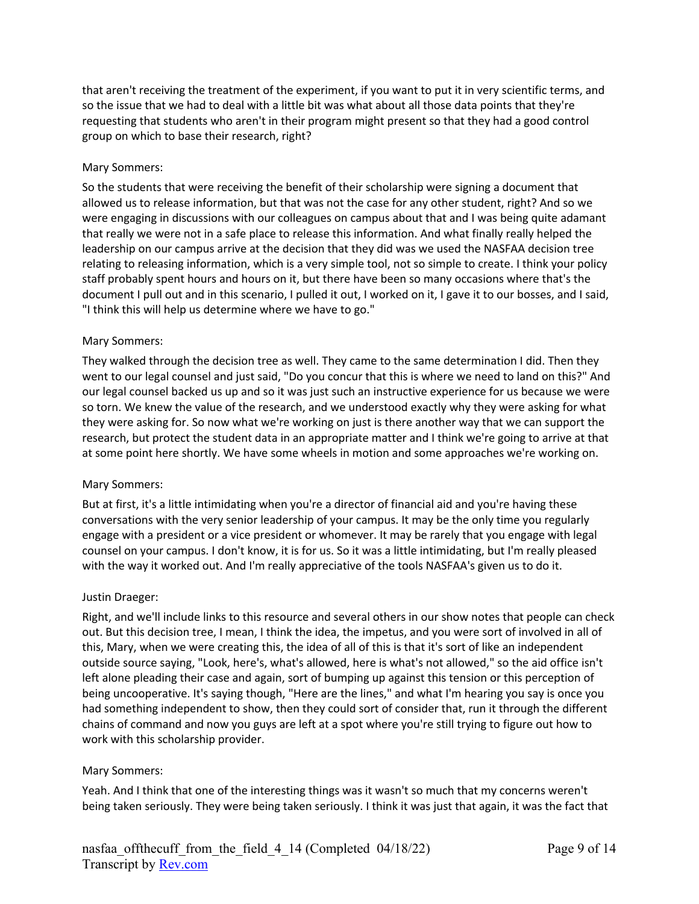that aren't receiving the treatment of the experiment, if you want to put it in very scientific terms, and so the issue that we had to deal with a little bit was what about all those data points that they're requesting that students who aren't in their program might present so that they had a good control group on which to base their research, right?

Mary Sommers:

So the students that were receiving the benefit of their scholarship were signing a document that allowed us to release information, but that was not the case for any other student, right? And so we were engaging in discussions with our colleagues on campus about that and I was being quite adamant that really we were not in a safe place to release this information. And what finally really helped the leadership on our campus arrive at the decision that they did was we used the NASFAA decision tree relating to releasing information, which is a very simple tool, not so simple to create. I think your policy staff probably spent hours and hours on it, but there have been so many occasions where that's the document I pull out and in this scenario, I pulled it out, I worked on it, I gave it to our bosses, and I said, "I think this will help us determine where we have to go."

Mary Sommers:

They walked through the decision tree as well. They came to the same determination I did. Then they went to our legal counsel and just said, "Do you concur that this is where we need to land on this?" And our legal counsel backed us up and so it was just such an instructive experience for us because we were so torn. We knew the value of the research, and we understood exactly why they were asking for what they were asking for. So now what we're working on just is there another way that we can support the research, but protect the student data in an appropriate matter and I think we're going to arrive at that at some point here shortly. We have some wheels in motion and some approaches we're working on.

Mary Sommers:

But at first, it's a little intimidating when you're a director of financial aid and you're having these conversations with the very senior leadership of your campus. It may be the only time you regularly engage with a president or a vice president or whomever. It may be rarely that you engage with legal counsel on your campus. I don't know, it is for us. So it was a little intimidating, but I'm really pleased with the way it worked out. And I'm really appreciative of the tools NASFAA's given us to do it.

Justin Draeger:

Right, and we'll include links to this resource and several others in our show notes that people can check out. But this decision tree, I mean, I think the idea, the impetus, and you were sort of involved in all of this, Mary, when we were creating this, the idea of all of this is that it's sort of like an independent outside source saying, "Look, here's, what's allowed, here is what's not allowed," so the aid office isn't left alone pleading their case and again, sort of bumping up against this tension or this perception of being uncooperative. It's saying though, "Here are the lines," and what I'm hearing you say is once you had something independent to show, then they could sort of consider that, run it through the different chains of command and now you guys are left at a spot where you're still trying to figure out how to work with this scholarship provider.

Mary Sommers:

Yeah. And I think that one of the interesting things was it wasn't so much that my concerns weren't being taken seriously. They were being taken seriously. I think it was just that again, it was the fact that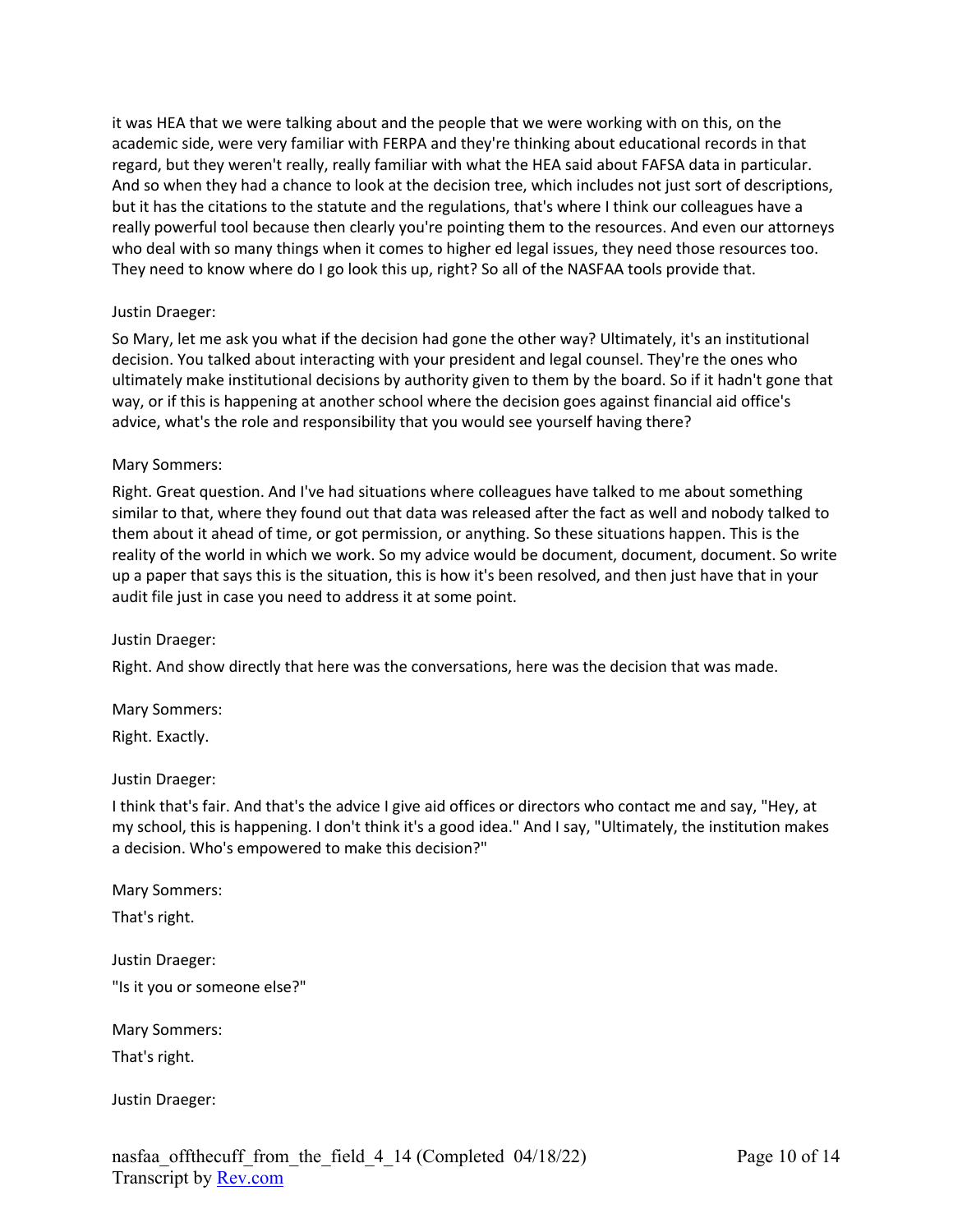it was HEA that we were talking about and the people that we were working with on this, on the academic side, were very familiar with FERPA and they're thinking about educational records in that regard, but they weren't really, really familiar with what the HEA said about FAFSA data in particular. And so when they had a chance to look at the decision tree, which includes not just sort of descriptions, but it has the citations to the statute and the regulations, that's where I think our colleagues have a really powerful tool because then clearly you're pointing them to the resources. And even our attorneys who deal with so many things when it comes to higher ed legal issues, they need those resources too. They need to know where do I go look this up, right? So all of the NASFAA tools provide that.

Justin Draeger:

So Mary, let me ask you what if the decision had gone the other way? Ultimately, it's an institutional decision. You talked about interacting with your president and legal counsel. They're the ones who ultimately make institutional decisions by authority given to them by the board. So if it hadn't gone that way, or if this is happening at another school where the decision goes against financial aid office's advice, what's the role and responsibility that you would see yourself having there?

Mary Sommers:

Right. Great question. And I've had situations where colleagues have talked to me about something similar to that, where they found out that data was released after the fact as well and nobody talked to them about it ahead of time, or got permission, or anything. So these situations happen. This is the reality of the world in which we work. So my advice would be document, document, document. So write up a paper that says this is the situation, this is how it's been resolved, and then just have that in your audit file just in case you need to address it at some point.

Justin Draeger:

Right. And show directly that here was the conversations, here was the decision that was made.

Mary Sommers:

Right. Exactly.

Justin Draeger:

I think that's fair. And that's the advice I give aid offices or directors who contact me and say, "Hey, at my school, this is happening. I don't think it's a good idea." And I say, "Ultimately, the institution makes a decision. Who's empowered to make this decision?"

Mary Sommers:

That's right.

Justin Draeger:

"Is it you or someone else?"

Mary Sommers:

That's right.

Justin Draeger: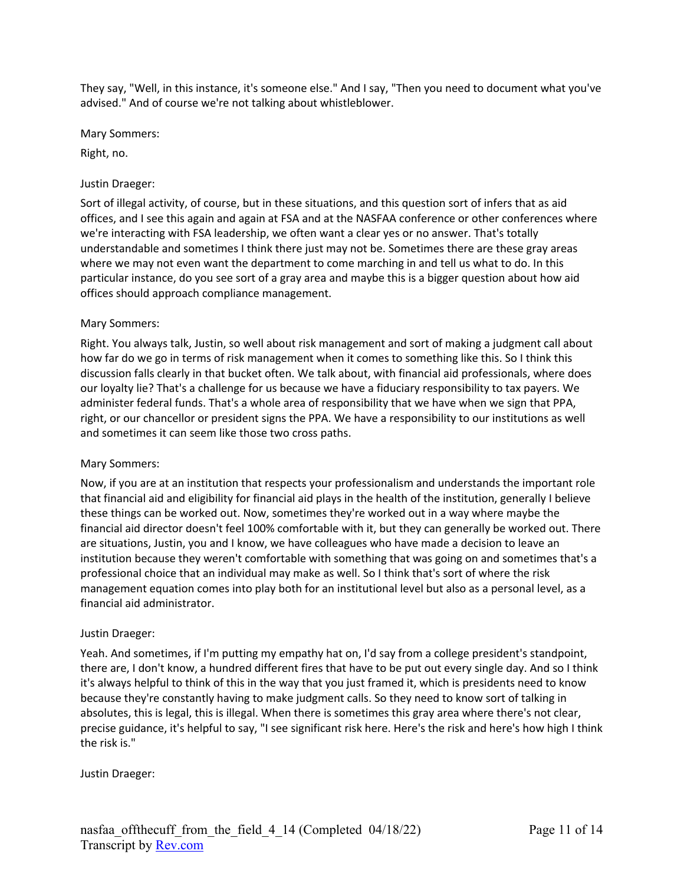They say, "Well, in this instance, it's someone else." And I say, "Then you need to document what you've advised." And of course we're not talking about whistleblower.

Mary Sommers:

Right, no.

Justin Draeger:

Sort of illegal activity, of course, but in these situations, and this question sort of infers that as aid offices, and I see this again and again at FSA and at the NASFAA conference or other conferences where we're interacting with FSA leadership, we often want a clear yes or no answer. That's totally understandable and sometimes I think there just may not be. Sometimes there are these gray areas where we may not even want the department to come marching in and tell us what to do. In this particular instance, do you see sort of a gray area and maybe this is a bigger question about how aid offices should approach compliance management.

Mary Sommers:

Right. You always talk, Justin, so well about risk management and sort of making a judgment call about how far do we go in terms of risk management when it comes to something like this. So I think this discussion falls clearly in that bucket often. We talk about, with financial aid professionals, where does our loyalty lie? That's a challenge for us because we have a fiduciary responsibility to tax payers. We administer federal funds. That's a whole area of responsibility that we have when we sign that PPA, right, or our chancellor or president signs the PPA. We have a responsibility to our institutions as well and sometimes it can seem like those two cross paths.

Mary Sommers:

Now, if you are at an institution that respects your professionalism and understands the important role that financial aid and eligibility for financial aid plays in the health of the institution, generally I believe these things can be worked out. Now, sometimes they're worked out in a way where maybe the financial aid director doesn't feel 100% comfortable with it, but they can generally be worked out. There are situations, Justin, you and I know, we have colleagues who have made a decision to leave an institution because they weren't comfortable with something that was going on and sometimes that's a professional choice that an individual may make as well. So I think that's sort of where the risk management equation comes into play both for an institutional level but also as a personal level, as a financial aid administrator.

Justin Draeger:

Yeah. And sometimes, if I'm putting my empathy hat on, I'd say from a college president's standpoint, there are, I don't know, a hundred different fires that have to be put out every single day. And so I think it's always helpful to think of this in the way that you just framed it, which is presidents need to know because they're constantly having to make judgment calls. So they need to know sort of talking in absolutes, this is legal, this is illegal. When there is sometimes this gray area where there's not clear, precise guidance, it's helpful to say, "I see significant risk here. Here's the risk and here's how high I think the risk is."

Justin Draeger: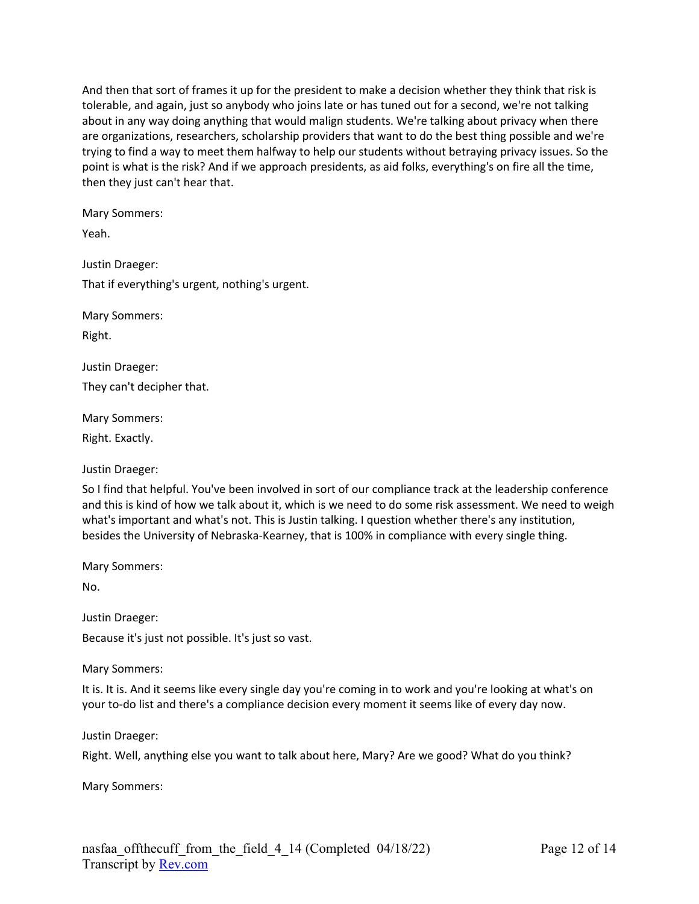And then that sort of frames it up for the president to make a decision whether they think that risk is tolerable, and again, just so anybody who joins late or has tuned out for a second, we're not talking about in any way doing anything that would malign students. We're talking about privacy when there are organizations, researchers, scholarship providers that want to do the best thing possible and we're trying to find a way to meet them halfway to help our students without betraying privacy issues. So the point is what is the risk? And if we approach presidents, as aid folks, everything's on fire all the time, then they just can't hear that.

Mary Sommers:

Yeah.

Justin Draeger:

That if everything's urgent, nothing's urgent.

Mary Sommers:

Right.

Justin Draeger:

They can't decipher that.

Mary Sommers:

Right. Exactly.

Justin Draeger:

So I find that helpful. You've been involved in sort of our compliance track at the leadership conference and this is kind of how we talk about it, which is we need to do some risk assessment. We need to weigh what's important and what's not. This is Justin talking. I question whether there's any institution, besides the University of Nebraska-Kearney, that is 100% in compliance with every single thing.

Mary Sommers:

No.

Justin Draeger:

Because it's just not possible. It's just so vast.

Mary Sommers:

It is. It is. And it seems like every single day you're coming in to work and you're looking at what's on your to-do list and there's a compliance decision every moment it seems like of every day now.

Justin Draeger:

Right. Well, anything else you want to talk about here, Mary? Are we good? What do you think?

Mary Sommers: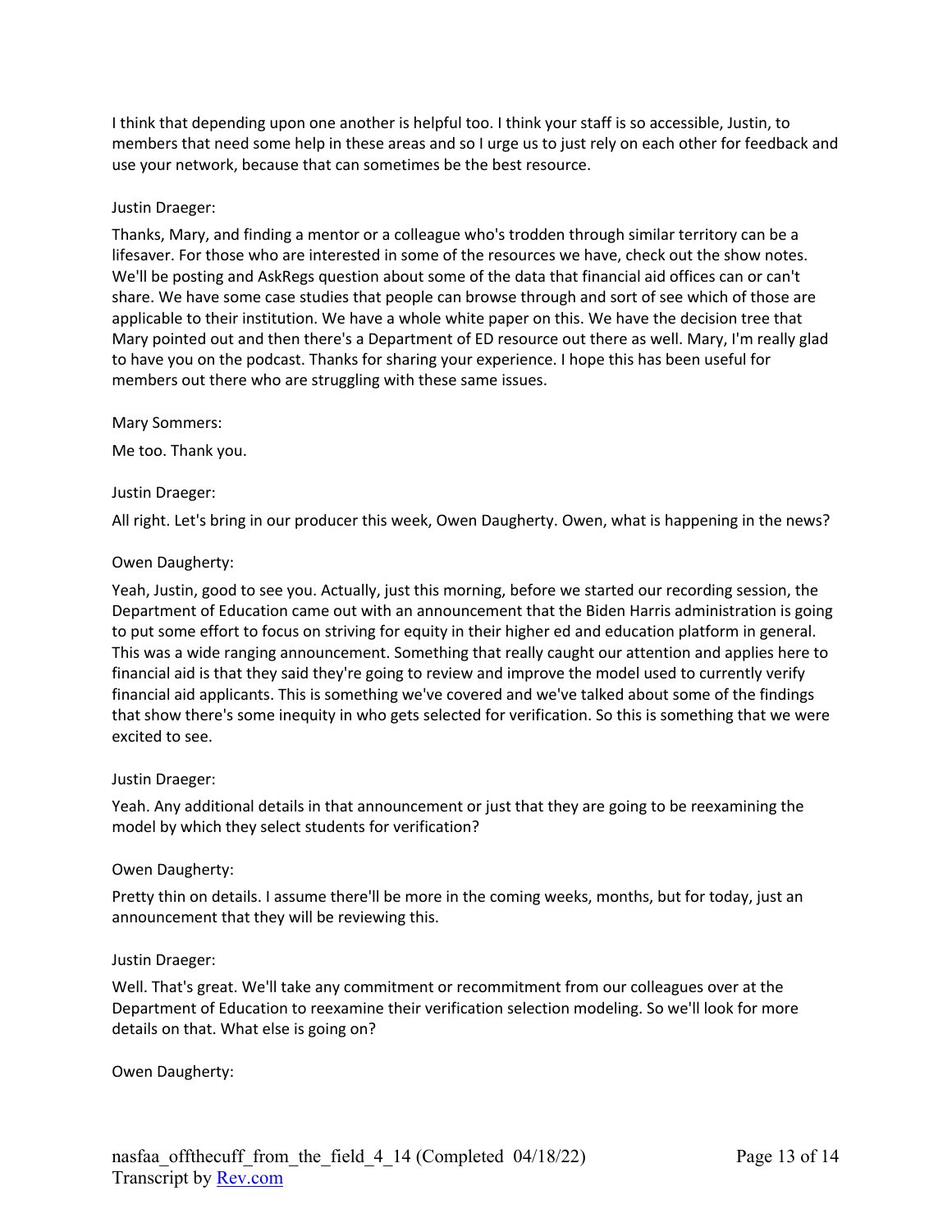I think that depending upon one another is helpful too. I think your staff is so accessible, Justin, to members that need some help in these areas and so I urge us to just rely on each other for feedback and use your network, because that can sometimes be the best resource.

Justin Draeger:

Thanks, Mary, and finding a mentor or a colleague who's trodden through similar territory can be a lifesaver. For those who are interested in some of the resources we have, check out the show notes. We'll be posting and AskRegs question about some of the data that financial aid offices can or can't share. We have some case studies that people can browse through and sort of see which of those are applicable to their institution. We have a whole white paper on this. We have the decision tree that Mary pointed out and then there's a Department of ED resource out there as well. Mary, I'm really glad to have you on the podcast. Thanks for sharing your experience. I hope this has been useful for members out there who are struggling with these same issues.

Mary Sommers:

Me too. Thank you.

Justin Draeger:

All right. Let's bring in our producer this week, Owen Daugherty. Owen, what is happening in the news?

Owen Daugherty:

Yeah, Justin, good to see you. Actually, just this morning, before we started our recording session, the Department of Education came out with an announcement that the Biden Harris administration is going to put some effort to focus on striving for equity in their higher ed and education platform in general. This was a wide ranging announcement. Something that really caught our attention and applies here to financial aid is that they said they're going to review and improve the model used to currently verify financial aid applicants. This is something we've covered and we've talked about some of the findings that show there's some inequity in who gets selected for verification. So this is something that we were excited to see.

Justin Draeger:

Yeah. Any additional details in that announcement or just that they are going to be reexamining the model by which they select students for verification?

Owen Daugherty:

Pretty thin on details. I assume there'll be more in the coming weeks, months, but for today, just an announcement that they will be reviewing this.

Justin Draeger:

Well. That's great. We'll take any commitment or recommitment from our colleagues over at the Department of Education to reexamine their verification selection modeling. So we'll look for more details on that. What else is going on?

Owen Daugherty: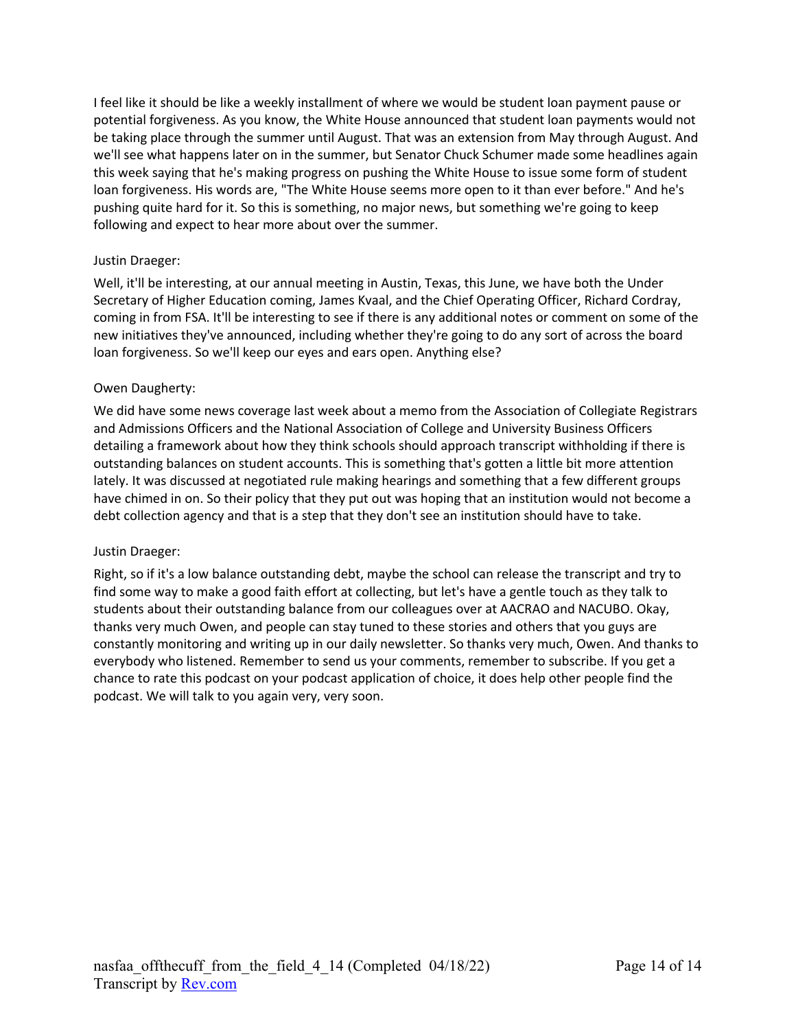I feel like it should be like a weekly installment of where we would be student loan payment pause or potential forgiveness. As you know, the White House announced that student loan payments would not be taking place through the summer until August. That was an extension from May through August. And we'll see what happens later on in the summer, but Senator Chuck Schumer made some headlines again this week saying that he's making progress on pushing the White House to issue some form of student loan forgiveness. His words are, "The White House seems more open to it than ever before." And he's pushing quite hard for it. So this is something, no major news, but something we're going to keep following and expect to hear more about over the summer.

Justin Draeger:

Well, it'll be interesting, at our annual meeting in Austin, Texas, this June, we have both the Under Secretary of Higher Education coming, James Kvaal, and the Chief Operating Officer, Richard Cordray, coming in from FSA. It'll be interesting to see if there is any additional notes or comment on some of the new initiatives they've announced, including whether they're going to do any sort of across the board loan forgiveness. So we'll keep our eyes and ears open. Anything else?

Owen Daugherty:

We did have some news coverage last week about a memo from the Association of Collegiate Registrars and Admissions Officers and the National Association of College and University Business Officers detailing a framework about how they think schools should approach transcript withholding if there is outstanding balances on student accounts. This is something that's gotten a little bit more attention lately. It was discussed at negotiated rule making hearings and something that a few different groups have chimed in on. So their policy that they put out was hoping that an institution would not become a debt collection agency and that is a step that they don't see an institution should have to take.

Justin Draeger:

Right, so if it's a low balance outstanding debt, maybe the school can release the transcript and try to find some way to make a good faith effort at collecting, but let's have a gentle touch as they talk to students about their outstanding balance from our colleagues over at AACRAO and NACUBO. Okay, thanks very much Owen, and people can stay tuned to these stories and others that you guys are constantly monitoring and writing up in our daily newsletter. So thanks very much, Owen. And thanks to everybody who listened. Remember to send us your comments, remember to subscribe. If you get a chance to rate this podcast on your podcast application of choice, it does help other people find the podcast. We will talk to you again very, very soon.